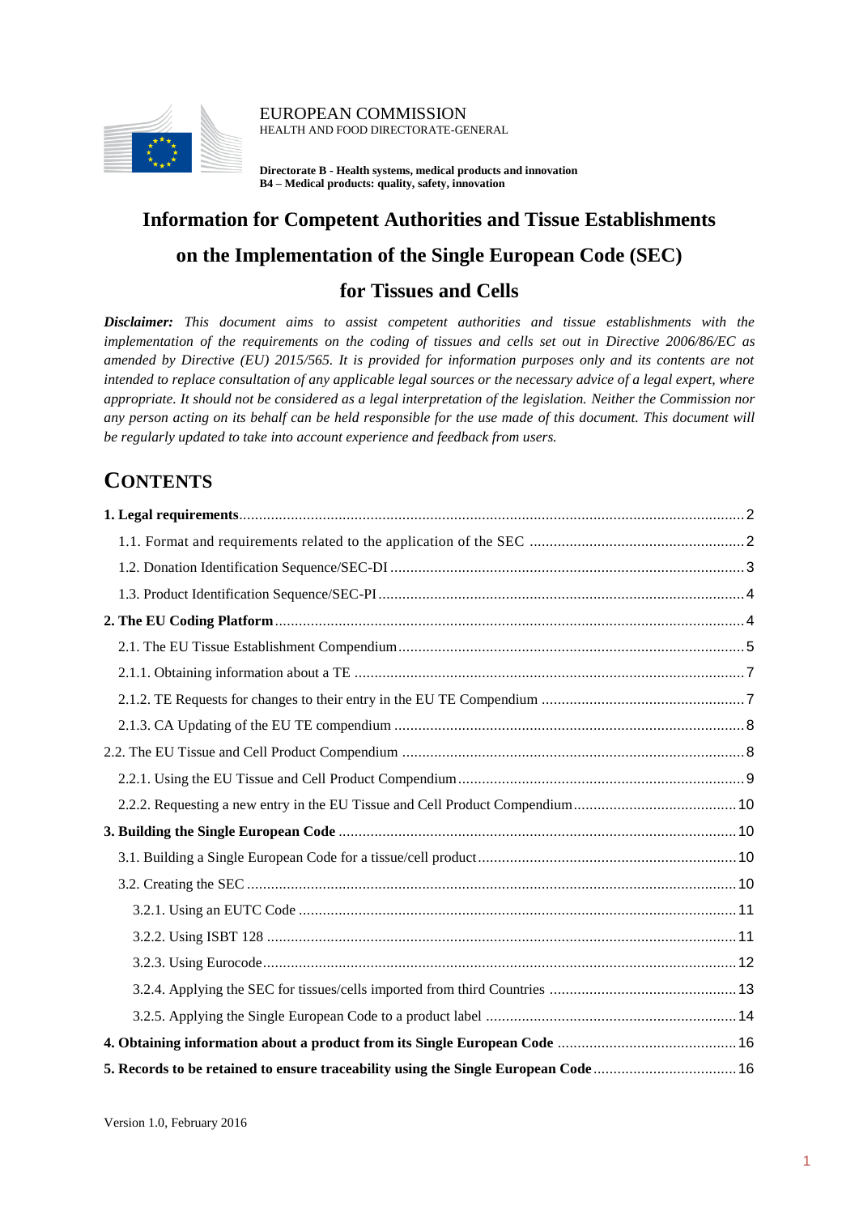EUROPEAN COMMISSION
HEALTH AND FOOD DIRECTORATE-GENERAL

**Directorate B - Health systems, medical products and innovation**
**B4 – Medical products: quality, safety, innovation**

# Information for Competent Authorities and Tissue Establishments on the Implementation of the Single European Code (SEC) for Tissues and Cells

***Disclaimer:*** *This document aims to assist competent authorities and tissue establishments with the implementation of the requirements on the coding of tissues and cells set out in Directive 2006/86/EC as amended by Directive (EU) 2015/565. It is provided for information purposes only and its contents are not intended to replace consultation of any applicable legal sources or the necessary advice of a legal expert, where appropriate. It should not be considered as a legal interpretation of the legislation. Neither the Commission nor any person acting on its behalf can be held responsible for the use made of this document. This document will be regularly updated to take into account experience and feedback from users.*

## CONTENTS

**1. Legal requirements** .......... 2
- 1.1. Format and requirements related to the application of the SEC .......... 2
- 1.2. Donation Identification Sequence/SEC-DI .......... 3
- 1.3. Product Identification Sequence/SEC-PI .......... 4

**2. The EU Coding Platform** .......... 4
- 2.1. The EU Tissue Establishment Compendium .......... 5
- 2.1.1. Obtaining information about a TE .......... 7
- 2.1.2. TE Requests for changes to their entry in the EU TE Compendium .......... 7
- 2.1.3. CA Updating of the EU TE compendium .......... 8

2.2. The EU Tissue and Cell Product Compendium .......... 8
- 2.2.1. Using the EU Tissue and Cell Product Compendium .......... 9
- 2.2.2. Requesting a new entry in the EU Tissue and Cell Product Compendium .......... 10

**3. Building the Single European Code** .......... 10
- 3.1. Building a Single European Code for a tissue/cell product .......... 10
- 3.2. Creating the SEC .......... 10
  - 3.2.1. Using an EUTC Code .......... 11
  - 3.2.2. Using ISBT 128 .......... 11
  - 3.2.3. Using Eurocode .......... 12
  - 3.2.4. Applying the SEC for tissues/cells imported from third Countries .......... 13
  - 3.2.5. Applying the Single European Code to a product label .......... 14

**4. Obtaining information about a product from its Single European Code** .......... 16

**5. Records to be retained to ensure traceability using the Single European Code** .......... 16

Version 1.0, February 2016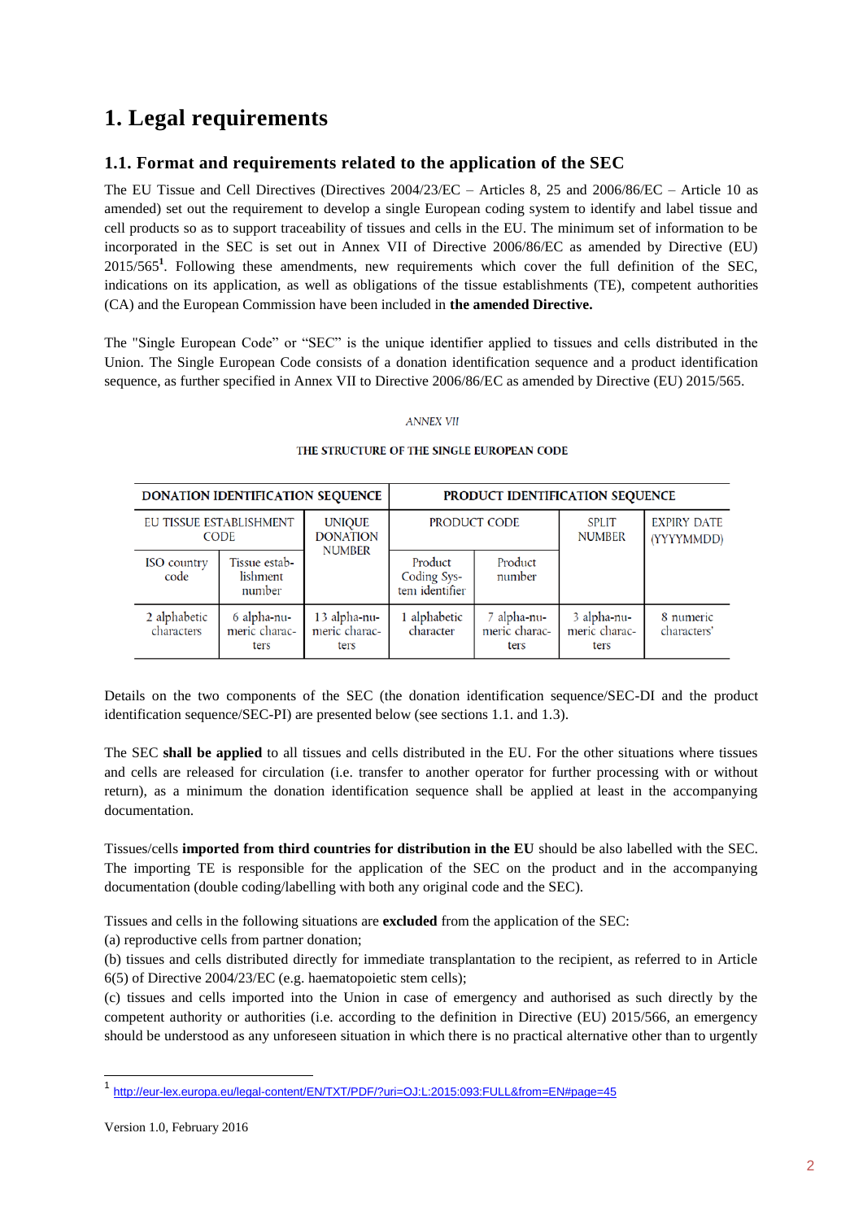# 1. Legal requirements

## 1.1. Format and requirements related to the application of the SEC

The EU Tissue and Cell Directives (Directives 2004/23/EC – Articles 8, 25 and 2006/86/EC – Article 10 as amended) set out the requirement to develop a single European coding system to identify and label tissue and cell products so as to support traceability of tissues and cells in the EU. The minimum set of information to be incorporated in the SEC is set out in Annex VII of Directive 2006/86/EC as amended by Directive (EU) 2015/565[1]. Following these amendments, new requirements which cover the full definition of the SEC, indications on its application, as well as obligations of the tissue establishments (TE), competent authorities (CA) and the European Commission have been included in **the amended Directive.**

The "Single European Code" or "SEC" is the unique identifier applied to tissues and cells distributed in the Union. The Single European Code consists of a donation identification sequence and a product identification sequence, as further specified in Annex VII to Directive 2006/86/EC as amended by Directive (EU) 2015/565.

*ANNEX VII*

THE STRUCTURE OF THE SINGLE EUROPEAN CODE

| DONATION IDENTIFICATION SEQUENCE | | | PRODUCT IDENTIFICATION SEQUENCE | | | |
|---|---|---|---|---|---|---|
| EU TISSUE ESTABLISHMENT CODE | | UNIQUE DONATION NUMBER | PRODUCT CODE | | SPLIT NUMBER | EXPIRY DATE (YYYYMMDD) |
| ISO country code | Tissue establishment number | | Product Coding System identifier | Product number | | |
| 2 alphabetic characters | 6 alpha-numeric characters | 13 alpha-numeric characters | 1 alphabetic character | 7 alpha-numeric characters | 3 alpha-numeric characters | 8 numeric characters' |

Details on the two components of the SEC (the donation identification sequence/SEC-DI and the product identification sequence/SEC-PI) are presented below (see sections 1.1. and 1.3).

The SEC **shall be applied** to all tissues and cells distributed in the EU. For the other situations where tissues and cells are released for circulation (i.e. transfer to another operator for further processing with or without return), as a minimum the donation identification sequence shall be applied at least in the accompanying documentation.

Tissues/cells **imported from third countries for distribution in the EU** should be also labelled with the SEC. The importing TE is responsible for the application of the SEC on the product and in the accompanying documentation (double coding/labelling with both any original code and the SEC).

Tissues and cells in the following situations are **excluded** from the application of the SEC:
(a) reproductive cells from partner donation;
(b) tissues and cells distributed directly for immediate transplantation to the recipient, as referred to in Article 6(5) of Directive 2004/23/EC (e.g. haematopoietic stem cells);
(c) tissues and cells imported into the Union in case of emergency and authorised as such directly by the competent authority or authorities (i.e. according to the definition in Directive (EU) 2015/566, an emergency should be understood as any unforeseen situation in which there is no practical alternative other than to urgently

[1] http://eur-lex.europa.eu/legal-content/EN/TXT/PDF/?uri=OJ:L:2015:093:FULL&from=EN#page=45

Version 1.0, February 2016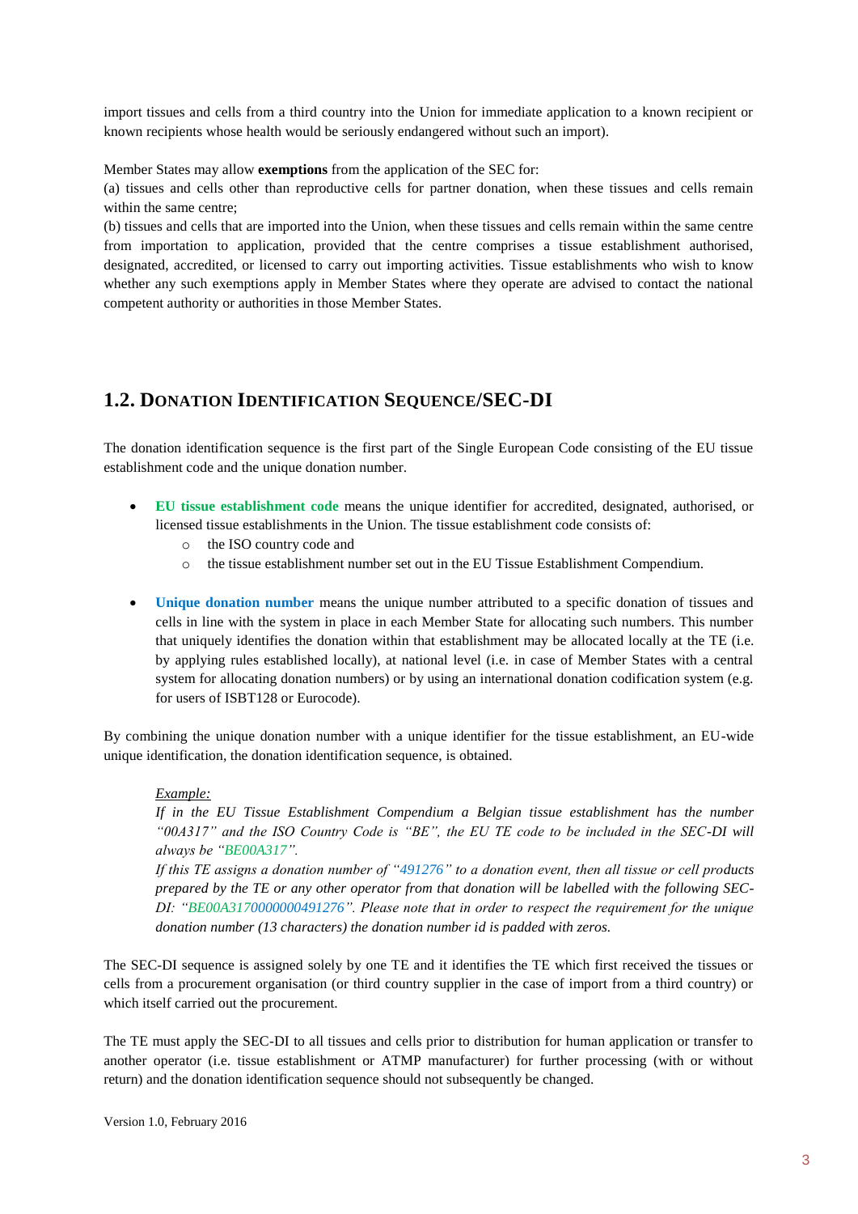import tissues and cells from a third country into the Union for immediate application to a known recipient or known recipients whose health would be seriously endangered without such an import).

Member States may allow **exemptions** from the application of the SEC for:
(a) tissues and cells other than reproductive cells for partner donation, when these tissues and cells remain within the same centre;
(b) tissues and cells that are imported into the Union, when these tissues and cells remain within the same centre from importation to application, provided that the centre comprises a tissue establishment authorised, designated, accredited, or licensed to carry out importing activities. Tissue establishments who wish to know whether any such exemptions apply in Member States where they operate are advised to contact the national competent authority or authorities in those Member States.

## 1.2. Donation Identification Sequence/SEC-DI

The donation identification sequence is the first part of the Single European Code consisting of the EU tissue establishment code and the unique donation number.

- **EU tissue establishment code** means the unique identifier for accredited, designated, authorised, or licensed tissue establishments in the Union. The tissue establishment code consists of:
  - the ISO country code and
  - the tissue establishment number set out in the EU Tissue Establishment Compendium.

- **Unique donation number** means the unique number attributed to a specific donation of tissues and cells in line with the system in place in each Member State for allocating such numbers. This number that uniquely identifies the donation within that establishment may be allocated locally at the TE (i.e. by applying rules established locally), at national level (i.e. in case of Member States with a central system for allocating donation numbers) or by using an international donation codification system (e.g. for users of ISBT128 or Eurocode).

By combining the unique donation number with a unique identifier for the tissue establishment, an EU-wide unique identification, the donation identification sequence, is obtained.

> *Example:*
> *If in the EU Tissue Establishment Compendium a Belgian tissue establishment has the number "00A317" and the ISO Country Code is "BE", the EU TE code to be included in the SEC-DI will always be "BE00A317".*
> *If this TE assigns a donation number of "491276" to a donation event, then all tissue or cell products prepared by the TE or any other operator from that donation will be labelled with the following SEC-DI: "BE00A3170000000491276". Please note that in order to respect the requirement for the unique donation number (13 characters) the donation number id is padded with zeros.*

The SEC-DI sequence is assigned solely by one TE and it identifies the TE which first received the tissues or cells from a procurement organisation (or third country supplier in the case of import from a third country) or which itself carried out the procurement.

The TE must apply the SEC-DI to all tissues and cells prior to distribution for human application or transfer to another operator (i.e. tissue establishment or ATMP manufacturer) for further processing (with or without return) and the donation identification sequence should not subsequently be changed.

Version 1.0, February 2016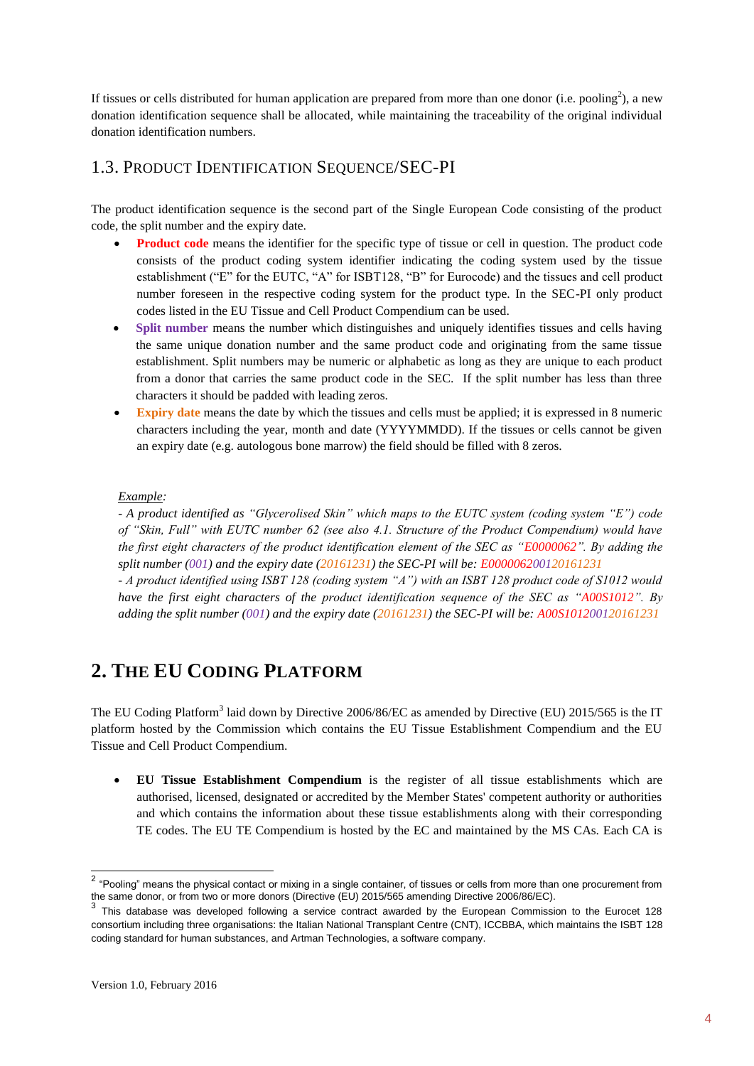If tissues or cells distributed for human application are prepared from more than one donor (i.e. pooling[2]), a new donation identification sequence shall be allocated, while maintaining the traceability of the original individual donation identification numbers.

## 1.3. PRODUCT IDENTIFICATION SEQUENCE/SEC-PI

The product identification sequence is the second part of the Single European Code consisting of the product code, the split number and the expiry date.

- **Product code** means the identifier for the specific type of tissue or cell in question. The product code consists of the product coding system identifier indicating the coding system used by the tissue establishment ("E" for the EUTC, "A" for ISBT128, "B" for Eurocode) and the tissues and cell product number foreseen in the respective coding system for the product type. In the SEC-PI only product codes listed in the EU Tissue and Cell Product Compendium can be used.
- **Split number** means the number which distinguishes and uniquely identifies tissues and cells having the same unique donation number and the same product code and originating from the same tissue establishment. Split numbers may be numeric or alphabetic as long as they are unique to each product from a donor that carries the same product code in the SEC. If the split number has less than three characters it should be padded with leading zeros.
- **Expiry date** means the date by which the tissues and cells must be applied; it is expressed in 8 numeric characters including the year, month and date (YYYYMMDD). If the tissues or cells cannot be given an expiry date (e.g. autologous bone marrow) the field should be filled with 8 zeros.

*<u>Example</u>:*
*- A product identified as "Glycerolised Skin" which maps to the EUTC system (coding system "E") code of "Skin, Full" with EUTC number 62 (see also 4.1. Structure of the Product Compendium) would have the first eight characters of the product identification element of the SEC as "E0000062". By adding the split number (001) and the expiry date (20161231) the SEC-PI will be: E000006200120161231*
*- A product identified using ISBT 128 (coding system "A") with an ISBT 128 product code of S1012 would have the first eight characters of the product identification sequence of the SEC as "A00S1012". By adding the split number (001) and the expiry date (20161231) the SEC-PI will be: A00S101200120161231*

# 2. THE EU CODING PLATFORM

The EU Coding Platform[3] laid down by Directive 2006/86/EC as amended by Directive (EU) 2015/565 is the IT platform hosted by the Commission which contains the EU Tissue Establishment Compendium and the EU Tissue and Cell Product Compendium.

- **EU Tissue Establishment Compendium** is the register of all tissue establishments which are authorised, licensed, designated or accredited by the Member States' competent authority or authorities and which contains the information about these tissue establishments along with their corresponding TE codes. The EU TE Compendium is hosted by the EC and maintained by the MS CAs. Each CA is

---

[2] "Pooling" means the physical contact or mixing in a single container, of tissues or cells from more than one procurement from the same donor, or from two or more donors (Directive (EU) 2015/565 amending Directive 2006/86/EC).

[3] This database was developed following a service contract awarded by the European Commission to the Eurocet 128 consortium including three organisations: the Italian National Transplant Centre (CNT), ICCBBA, which maintains the ISBT 128 coding standard for human substances, and Artman Technologies, a software company.

Version 1.0, February 2016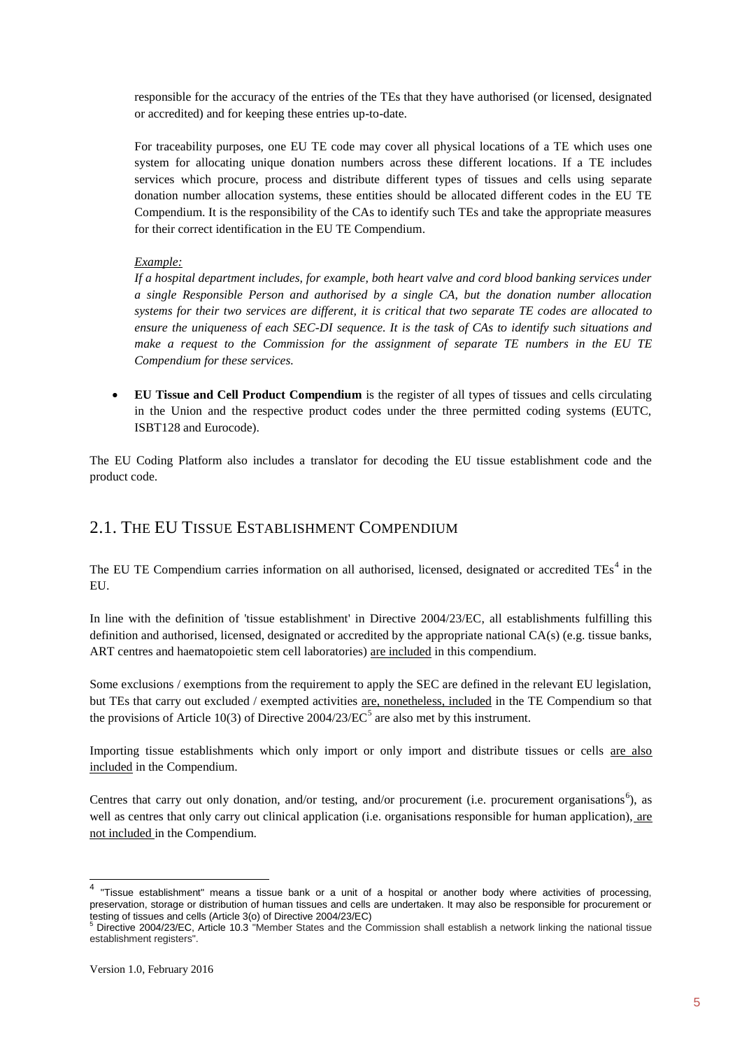responsible for the accuracy of the entries of the TEs that they have authorised (or licensed, designated or accredited) and for keeping these entries up-to-date.

For traceability purposes, one EU TE code may cover all physical locations of a TE which uses one system for allocating unique donation numbers across these different locations. If a TE includes services which procure, process and distribute different types of tissues and cells using separate donation number allocation systems, these entities should be allocated different codes in the EU TE Compendium. It is the responsibility of the CAs to identify such TEs and take the appropriate measures for their correct identification in the EU TE Compendium.

*Example:*

*If a hospital department includes, for example, both heart valve and cord blood banking services under a single Responsible Person and authorised by a single CA, but the donation number allocation systems for their two services are different, it is critical that two separate TE codes are allocated to ensure the uniqueness of each SEC-DI sequence. It is the task of CAs to identify such situations and make a request to the Commission for the assignment of separate TE numbers in the EU TE Compendium for these services.*

- **EU Tissue and Cell Product Compendium** is the register of all types of tissues and cells circulating in the Union and the respective product codes under the three permitted coding systems (EUTC, ISBT128 and Eurocode).

The EU Coding Platform also includes a translator for decoding the EU tissue establishment code and the product code.

## 2.1. THE EU TISSUE ESTABLISHMENT COMPENDIUM

The EU TE Compendium carries information on all authorised, licensed, designated or accredited TEs[4] in the EU.

In line with the definition of 'tissue establishment' in Directive 2004/23/EC, all establishments fulfilling this definition and authorised, licensed, designated or accredited by the appropriate national CA(s) (e.g. tissue banks, ART centres and haematopoietic stem cell laboratories) are included in this compendium.

Some exclusions / exemptions from the requirement to apply the SEC are defined in the relevant EU legislation, but TEs that carry out excluded / exempted activities are, nonetheless, included in the TE Compendium so that the provisions of Article 10(3) of Directive 2004/23/EC[5] are also met by this instrument.

Importing tissue establishments which only import or only import and distribute tissues or cells are also included in the Compendium.

Centres that carry out only donation, and/or testing, and/or procurement (i.e. procurement organisations[6]), as well as centres that only carry out clinical application (i.e. organisations responsible for human application), are not included in the Compendium.

---

[4] "Tissue establishment" means a tissue bank or a unit of a hospital or another body where activities of processing, preservation, storage or distribution of human tissues and cells are undertaken. It may also be responsible for procurement or testing of tissues and cells (Article 3(o) of Directive 2004/23/EC)

[5] Directive 2004/23/EC, Article 10.3 "Member States and the Commission shall establish a network linking the national tissue establishment registers".

Version 1.0, February 2016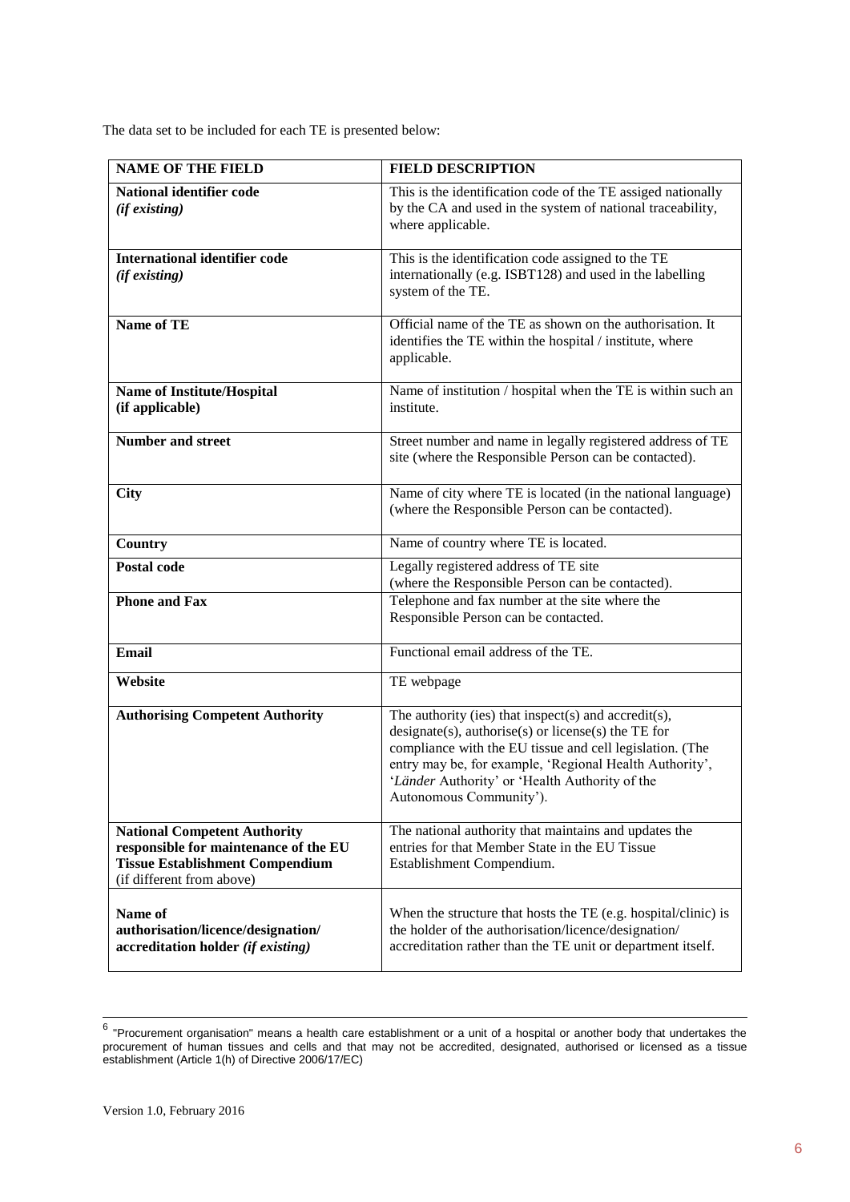The data set to be included for each TE is presented below:

| NAME OF THE FIELD | FIELD DESCRIPTION |
|---|---|
| **National identifier code** *(if existing)* | This is the identification code of the TE assiged nationally by the CA and used in the system of national traceability, where applicable. |
| **International identifier code** *(if existing)* | This is the identification code assigned to the TE internationally (e.g. ISBT128) and used in the labelling system of the TE. |
| **Name of TE** | Official name of the TE as shown on the authorisation. It identifies the TE within the hospital / institute, where applicable. |
| **Name of Institute/Hospital (if applicable)** | Name of institution / hospital when the TE is within such an institute. |
| **Number and street** | Street number and name in legally registered address of TE site (where the Responsible Person can be contacted). |
| **City** | Name of city where TE is located (in the national language) (where the Responsible Person can be contacted). |
| **Country** | Name of country where TE is located. |
| **Postal code** | Legally registered address of TE site (where the Responsible Person can be contacted). |
| **Phone and Fax** | Telephone and fax number at the site where the Responsible Person can be contacted. |
| **Email** | Functional email address of the TE. |
| **Website** | TE webpage |
| **Authorising Competent Authority** | The authority (ies) that inspect(s) and accredit(s), designate(s), authorise(s) or license(s) the TE for compliance with the EU tissue and cell legislation. (The entry may be, for example, 'Regional Health Authority', '*Länder* Authority' or 'Health Authority of the Autonomous Community'). |
| **National Competent Authority responsible for maintenance of the EU Tissue Establishment Compendium** (if different from above) | The national authority that maintains and updates the entries for that Member State in the EU Tissue Establishment Compendium. |
| **Name of authorisation/licence/designation/ accreditation holder** ***(if existing)*** | When the structure that hosts the TE (e.g. hospital/clinic) is the holder of the authorisation/licence/designation/ accreditation rather than the TE unit or department itself. |

[6] "Procurement organisation" means a health care establishment or a unit of a hospital or another body that undertakes the procurement of human tissues and cells and that may not be accredited, designated, authorised or licensed as a tissue establishment (Article 1(h) of Directive 2006/17/EC)

Version 1.0, February 2016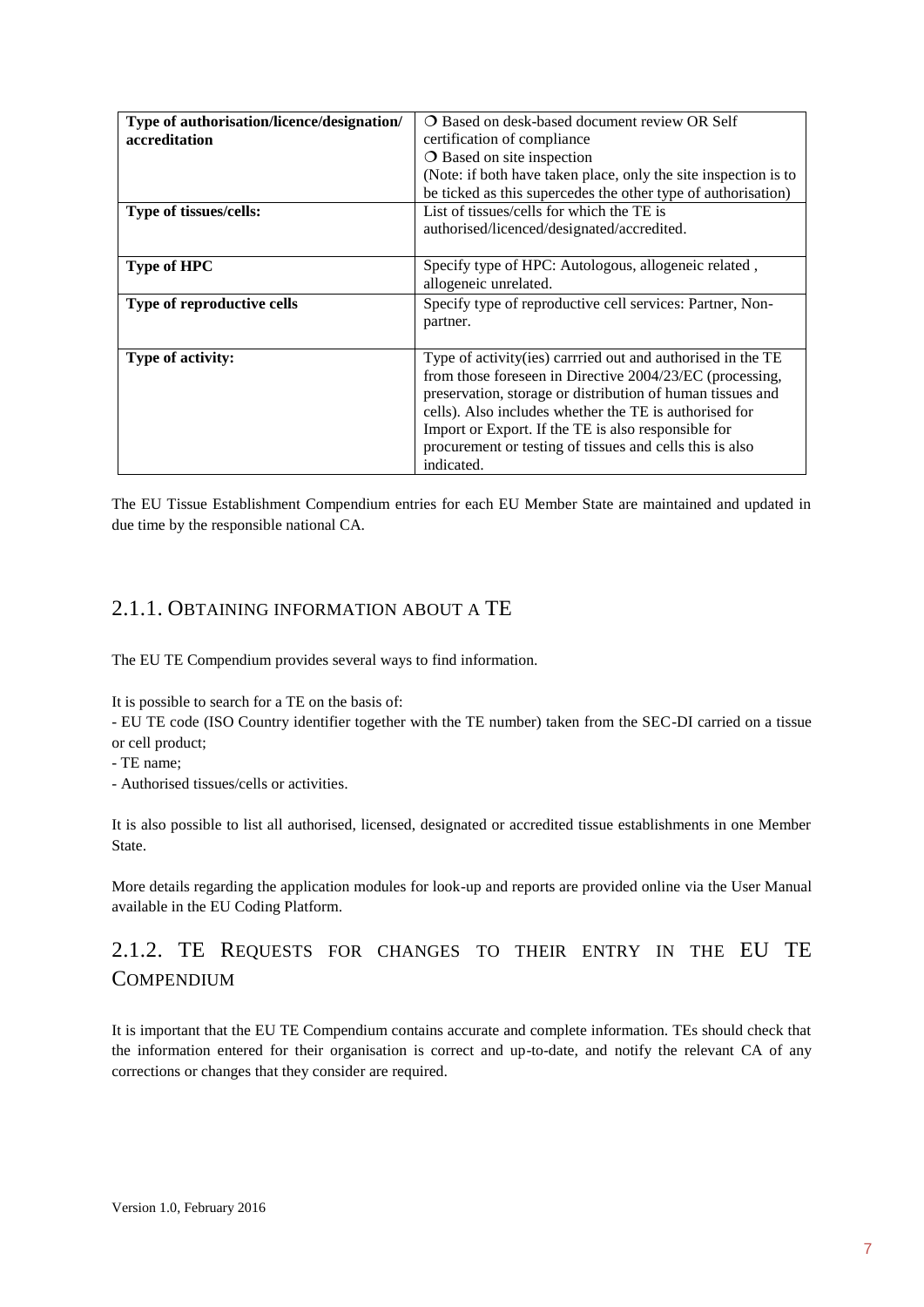| Type of authorisation/licence/designation/ accreditation | ❍ Based on desk-based document review OR Self certification of compliance<br>❍ Based on site inspection<br>(Note: if both have taken place, only the site inspection is to be ticked as this supercedes the other type of authorisation) |
|---|---|
| **Type of tissues/cells:** | List of tissues/cells for which the TE is authorised/licenced/designated/accredited. |
| **Type of HPC** | Specify type of HPC: Autologous, allogeneic related , allogeneic unrelated. |
| **Type of reproductive cells** | Specify type of reproductive cell services: Partner, Non-partner. |
| **Type of activity:** | Type of activity(ies) carrried out and authorised in the TE from those foreseen in Directive 2004/23/EC (processing, preservation, storage or distribution of human tissues and cells). Also includes whether the TE is authorised for Import or Export. If the TE is also responsible for procurement or testing of tissues and cells this is also indicated. |

The EU Tissue Establishment Compendium entries for each EU Member State are maintained and updated in due time by the responsible national CA.

### 2.1.1. Obtaining information about a TE

The EU TE Compendium provides several ways to find information.

It is possible to search for a TE on the basis of:

- EU TE code (ISO Country identifier together with the TE number) taken from the SEC-DI carried on a tissue or cell product;
- TE name;
- Authorised tissues/cells or activities.

It is also possible to list all authorised, licensed, designated or accredited tissue establishments in one Member State.

More details regarding the application modules for look-up and reports are provided online via the User Manual available in the EU Coding Platform.

### 2.1.2. TE Requests for changes to their entry in the EU TE Compendium

It is important that the EU TE Compendium contains accurate and complete information. TEs should check that the information entered for their organisation is correct and up-to-date, and notify the relevant CA of any corrections or changes that they consider are required.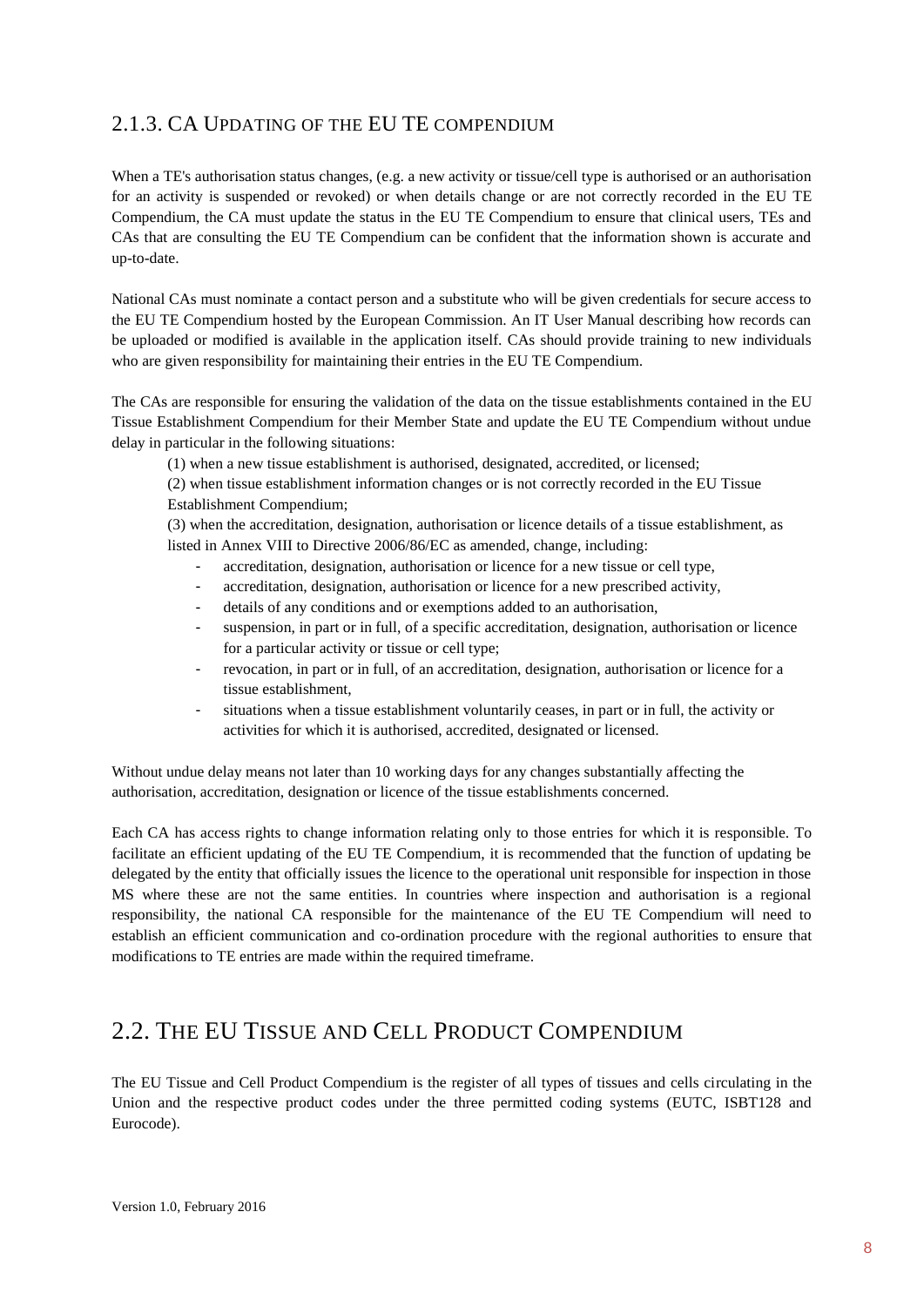### 2.1.3. CA UPDATING OF THE EU TE COMPENDIUM

When a TE's authorisation status changes, (e.g. a new activity or tissue/cell type is authorised or an authorisation for an activity is suspended or revoked) or when details change or are not correctly recorded in the EU TE Compendium, the CA must update the status in the EU TE Compendium to ensure that clinical users, TEs and CAs that are consulting the EU TE Compendium can be confident that the information shown is accurate and up-to-date.

National CAs must nominate a contact person and a substitute who will be given credentials for secure access to the EU TE Compendium hosted by the European Commission. An IT User Manual describing how records can be uploaded or modified is available in the application itself. CAs should provide training to new individuals who are given responsibility for maintaining their entries in the EU TE Compendium.

The CAs are responsible for ensuring the validation of the data on the tissue establishments contained in the EU Tissue Establishment Compendium for their Member State and update the EU TE Compendium without undue delay in particular in the following situations:

(1) when a new tissue establishment is authorised, designated, accredited, or licensed;

(2) when tissue establishment information changes or is not correctly recorded in the EU Tissue Establishment Compendium;

(3) when the accreditation, designation, authorisation or licence details of a tissue establishment, as listed in Annex VIII to Directive 2006/86/EC as amended, change, including:

- accreditation, designation, authorisation or licence for a new tissue or cell type,
- accreditation, designation, authorisation or licence for a new prescribed activity,
- details of any conditions and or exemptions added to an authorisation,
- suspension, in part or in full, of a specific accreditation, designation, authorisation or licence for a particular activity or tissue or cell type;
- revocation, in part or in full, of an accreditation, designation, authorisation or licence for a tissue establishment,
- situations when a tissue establishment voluntarily ceases, in part or in full, the activity or activities for which it is authorised, accredited, designated or licensed.

Without undue delay means not later than 10 working days for any changes substantially affecting the authorisation, accreditation, designation or licence of the tissue establishments concerned.

Each CA has access rights to change information relating only to those entries for which it is responsible. To facilitate an efficient updating of the EU TE Compendium, it is recommended that the function of updating be delegated by the entity that officially issues the licence to the operational unit responsible for inspection in those MS where these are not the same entities. In countries where inspection and authorisation is a regional responsibility, the national CA responsible for the maintenance of the EU TE Compendium will need to establish an efficient communication and co-ordination procedure with the regional authorities to ensure that modifications to TE entries are made within the required timeframe.

## 2.2. THE EU TISSUE AND CELL PRODUCT COMPENDIUM

The EU Tissue and Cell Product Compendium is the register of all types of tissues and cells circulating in the Union and the respective product codes under the three permitted coding systems (EUTC, ISBT128 and Eurocode).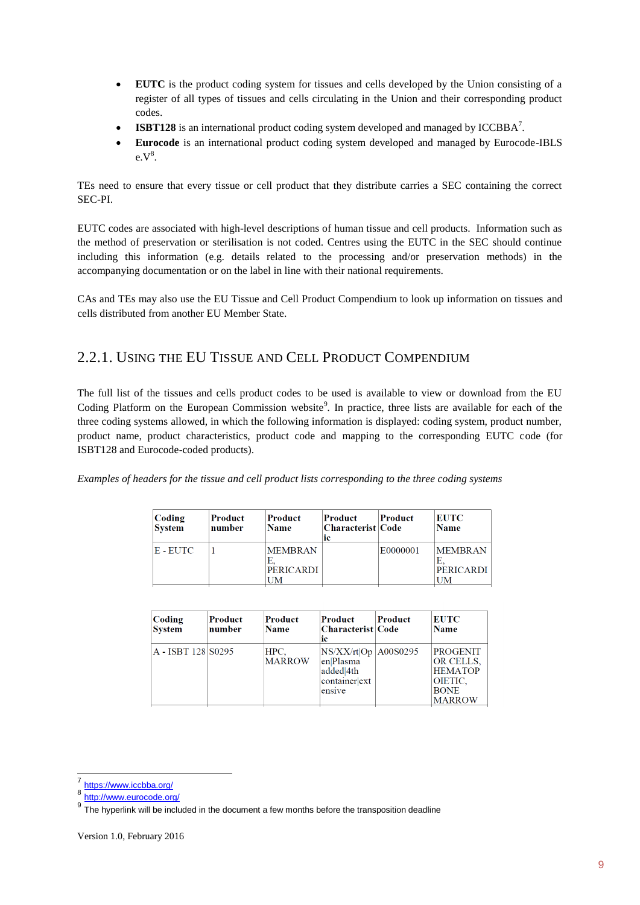- **EUTC** is the product coding system for tissues and cells developed by the Union consisting of a register of all types of tissues and cells circulating in the Union and their corresponding product codes.
- **ISBT128** is an international product coding system developed and managed by ICCBBA[7].
- **Eurocode** is an international product coding system developed and managed by Eurocode-IBLS e.V[8].

TEs need to ensure that every tissue or cell product that they distribute carries a SEC containing the correct SEC-PI.

EUTC codes are associated with high-level descriptions of human tissue and cell products. Information such as the method of preservation or sterilisation is not coded. Centres using the EUTC in the SEC should continue including this information (e.g. details related to the processing and/or preservation methods) in the accompanying documentation or on the label in line with their national requirements.

CAs and TEs may also use the EU Tissue and Cell Product Compendium to look up information on tissues and cells distributed from another EU Member State.

### 2.2.1. Using the EU Tissue and Cell Product Compendium

The full list of the tissues and cells product codes to be used is available to view or download from the EU Coding Platform on the European Commission website[9]. In practice, three lists are available for each of the three coding systems allowed, in which the following information is displayed: coding system, product number, product name, product characteristics, product code and mapping to the corresponding EUTC code (for ISBT128 and Eurocode-coded products).

*Examples of headers for the tissue and cell product lists corresponding to the three coding systems*

| Coding System | Product number | Product Name | Product Characteristic | Product Code | EUTC Name |
|---|---|---|---|---|---|
| E - EUTC | 1 | MEMBRANE, PERICARDIUM | | E0000001 | MEMBRANE, PERICARDIUM |

| Coding System | Product number | Product Name | Product Characteristic | Product Code | EUTC Name |
|---|---|---|---|---|---|
| A - ISBT 128 | S0295 | HPC, MARROW | NS/XX/rt\|Open\|Plasma added\|4th container\|extensive | A00S0295 | PROGENITOR CELLS, HEMATOPOIETIC, BONE MARROW |

---

[7] https://www.iccbba.org/

[8] http://www.eurocode.org/

[9] The hyperlink will be included in the document a few months before the transposition deadline

Version 1.0, February 2016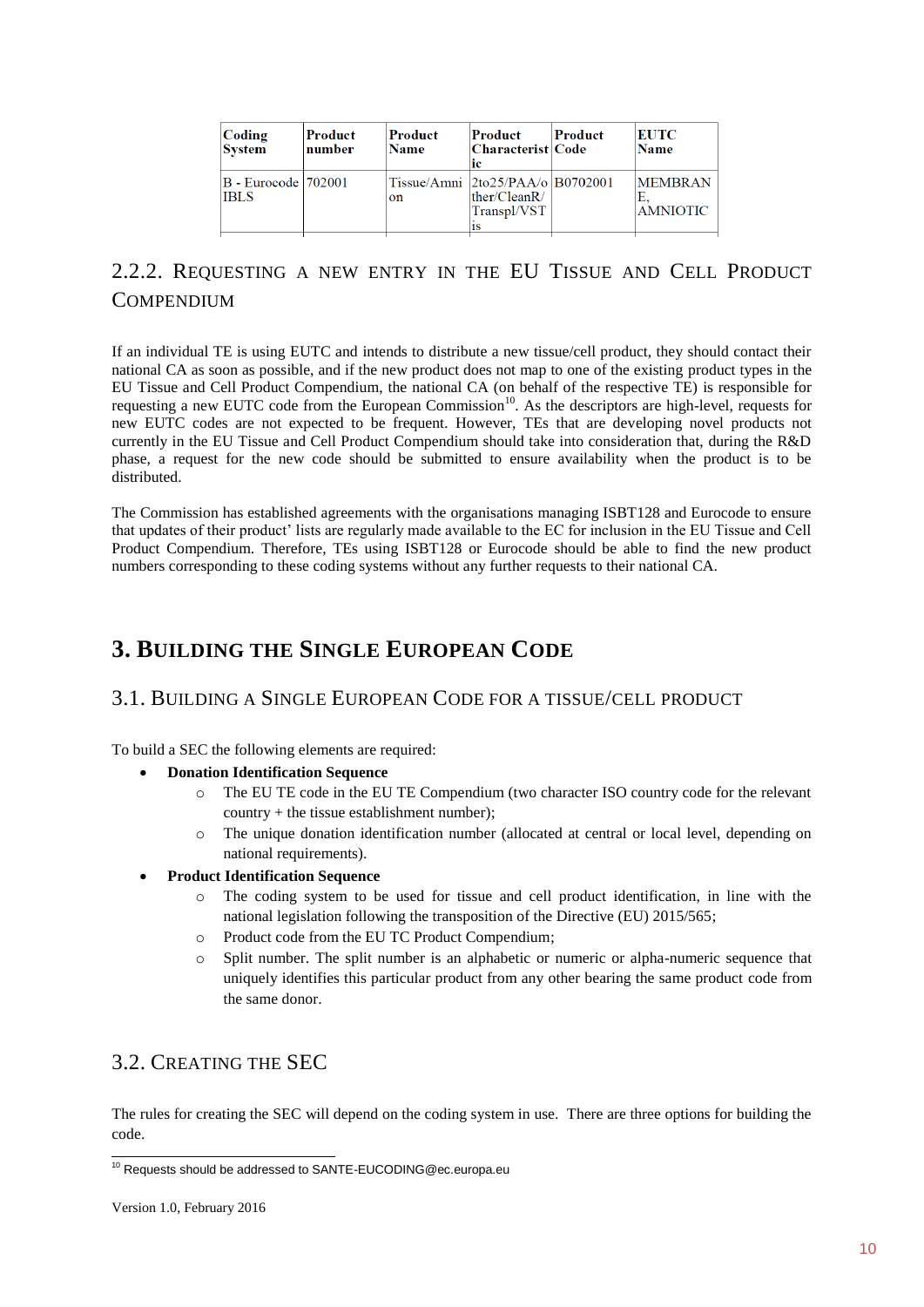| Coding System | Product number | Product Name | Product Characteristic | Product Code | EUTC Name |
|---|---|---|---|---|---|
| B - Eurocode IBLS | 702001 | Tissue/Amnion | 2to25/PAA/other/CleanR/Transpl/VSTis | B0702001 | MEMBRANE, AMNIOTIC |

## 2.2.2. Requesting a new entry in the EU Tissue and Cell Product Compendium

If an individual TE is using EUTC and intends to distribute a new tissue/cell product, they should contact their national CA as soon as possible, and if the new product does not map to one of the existing product types in the EU Tissue and Cell Product Compendium, the national CA (on behalf of the respective TE) is responsible for requesting a new EUTC code from the European Commission[10]. As the descriptors are high-level, requests for new EUTC codes are not expected to be frequent. However, TEs that are developing novel products not currently in the EU Tissue and Cell Product Compendium should take into consideration that, during the R&D phase, a request for the new code should be submitted to ensure availability when the product is to be distributed.

The Commission has established agreements with the organisations managing ISBT128 and Eurocode to ensure that updates of their product' lists are regularly made available to the EC for inclusion in the EU Tissue and Cell Product Compendium. Therefore, TEs using ISBT128 or Eurocode should be able to find the new product numbers corresponding to these coding systems without any further requests to their national CA.

# 3. Building the Single European Code

## 3.1. Building a Single European Code for a tissue/cell product

To build a SEC the following elements are required:

- **Donation Identification Sequence**
    - The EU TE code in the EU TE Compendium (two character ISO country code for the relevant country + the tissue establishment number);
    - The unique donation identification number (allocated at central or local level, depending on national requirements).
- **Product Identification Sequence**
    - The coding system to be used for tissue and cell product identification, in line with the national legislation following the transposition of the Directive (EU) 2015/565;
    - Product code from the EU TC Product Compendium;
    - Split number. The split number is an alphabetic or numeric or alpha-numeric sequence that uniquely identifies this particular product from any other bearing the same product code from the same donor.

## 3.2. Creating the SEC

The rules for creating the SEC will depend on the coding system in use. There are three options for building the code.

[10] Requests should be addressed to SANTE-EUCODING@ec.europa.eu

Version 1.0, February 2016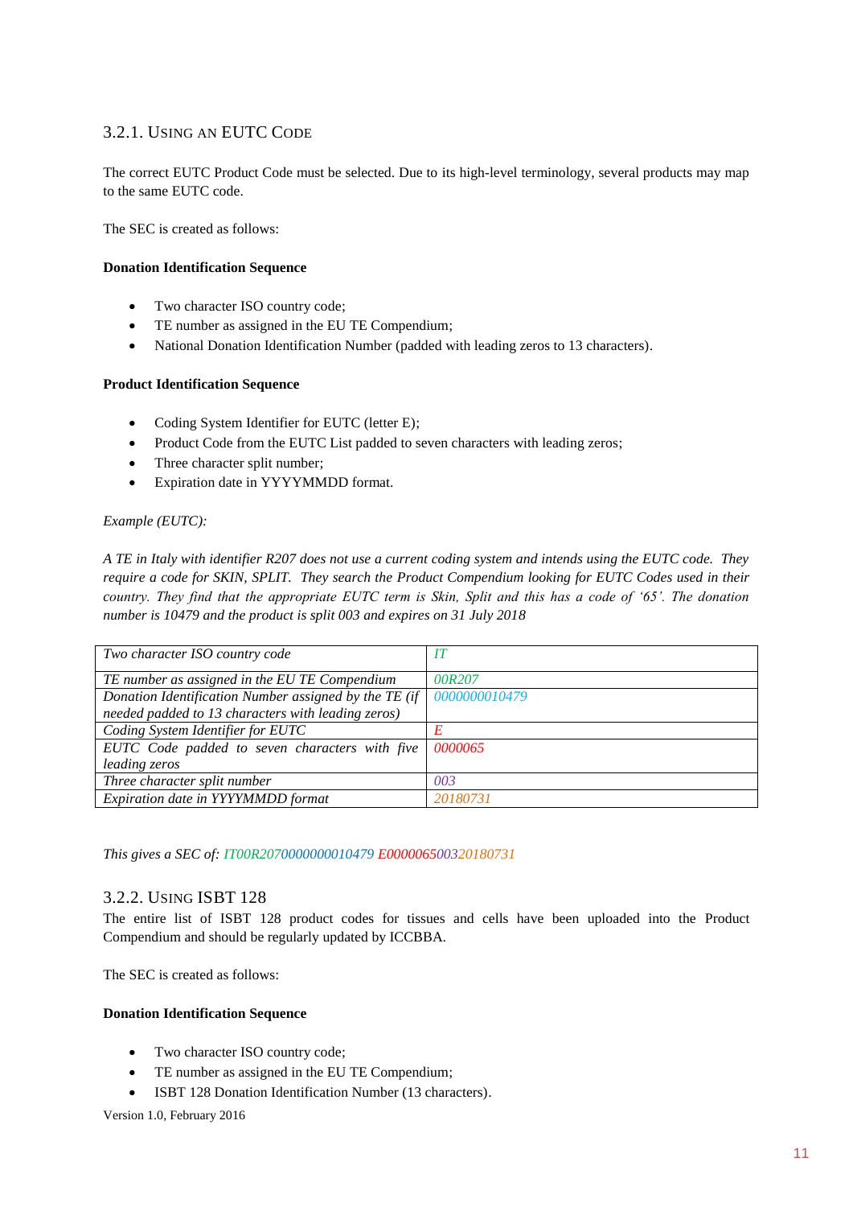### 3.2.1. Using an EUTC Code

The correct EUTC Product Code must be selected. Due to its high-level terminology, several products may map to the same EUTC code.

The SEC is created as follows:

**Donation Identification Sequence**

- Two character ISO country code;
- TE number as assigned in the EU TE Compendium;
- National Donation Identification Number (padded with leading zeros to 13 characters).

**Product Identification Sequence**

- Coding System Identifier for EUTC (letter E);
- Product Code from the EUTC List padded to seven characters with leading zeros;
- Three character split number;
- Expiration date in YYYYMMDD format.

*Example (EUTC):*

*A TE in Italy with identifier R207 does not use a current coding system and intends using the EUTC code. They require a code for SKIN, SPLIT. They search the Product Compendium looking for EUTC Codes used in their country. They find that the appropriate EUTC term is Skin, Split and this has a code of '65'. The donation number is 10479 and the product is split 003 and expires on 31 July 2018*

| | |
|---|---|
| *Two character ISO country code* | *IT* |
| *TE number as assigned in the EU TE Compendium* | *00R207* |
| *Donation Identification Number assigned by the TE (if needed padded to 13 characters with leading zeros)* | *0000000010479* |
| *Coding System Identifier for EUTC* | *E* |
| *EUTC Code padded to seven characters with five leading zeros* | *0000065* |
| *Three character split number* | *003* |
| *Expiration date in YYYYMMDD format* | *20180731* |

*This gives a SEC of: IT00R2070000000010479 E000006500320180731*

### 3.2.2. Using ISBT 128

The entire list of ISBT 128 product codes for tissues and cells have been uploaded into the Product Compendium and should be regularly updated by ICCBBA.

The SEC is created as follows:

**Donation Identification Sequence**

- Two character ISO country code;
- TE number as assigned in the EU TE Compendium;
- ISBT 128 Donation Identification Number (13 characters).

Version 1.0, February 2016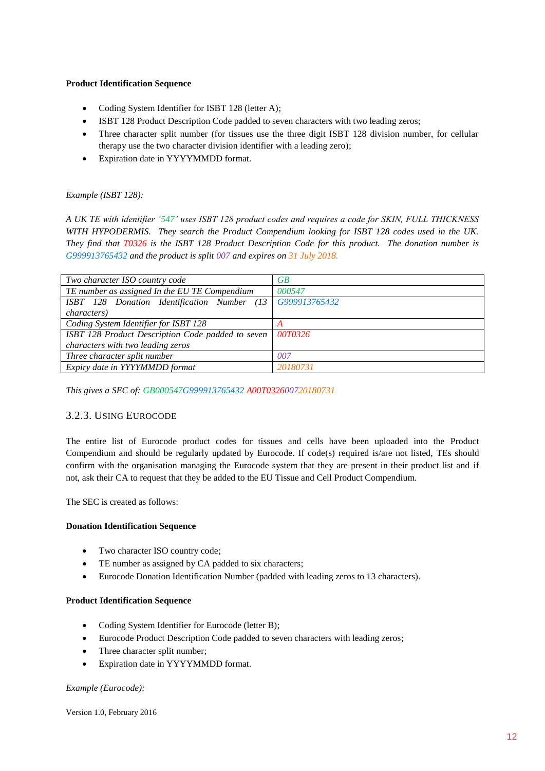**Product Identification Sequence**

- Coding System Identifier for ISBT 128 (letter A);
- ISBT 128 Product Description Code padded to seven characters with two leading zeros;
- Three character split number (for tissues use the three digit ISBT 128 division number, for cellular therapy use the two character division identifier with a leading zero);
- Expiration date in YYYYMMDD format.

*Example (ISBT 128):*

*A UK TE with identifier '547' uses ISBT 128 product codes and requires a code for SKIN, FULL THICKNESS WITH HYPODERMIS. They search the Product Compendium looking for ISBT 128 codes used in the UK. They find that T0326 is the ISBT 128 Product Description Code for this product. The donation number is G999913765432 and the product is split 007 and expires on 31 July 2018.*

| *Two character ISO country code* | *GB* |
|---|---|
| *TE number as assigned In the EU TE Compendium* | *000547* |
| *ISBT 128 Donation Identification Number (13 characters)* | *G999913765432* |
| *Coding System Identifier for ISBT 128* | *A* |
| *ISBT 128 Product Description Code padded to seven characters with two leading zeros* | *00T0326* |
| *Three character split number* | *007* |
| *Expiry date in YYYYMMDD format* | *20180731* |

*This gives a SEC of: GB000547G999913765432 A00T032600720180731*

### 3.2.3. Using Eurocode

The entire list of Eurocode product codes for tissues and cells have been uploaded into the Product Compendium and should be regularly updated by Eurocode. If code(s) required is/are not listed, TEs should confirm with the organisation managing the Eurocode system that they are present in their product list and if not, ask their CA to request that they be added to the EU Tissue and Cell Product Compendium.

The SEC is created as follows:

**Donation Identification Sequence**

- Two character ISO country code;
- TE number as assigned by CA padded to six characters;
- Eurocode Donation Identification Number (padded with leading zeros to 13 characters).

**Product Identification Sequence**

- Coding System Identifier for Eurocode (letter B);
- Eurocode Product Description Code padded to seven characters with leading zeros;
- Three character split number;
- Expiration date in YYYYMMDD format.

*Example (Eurocode):*

Version 1.0, February 2016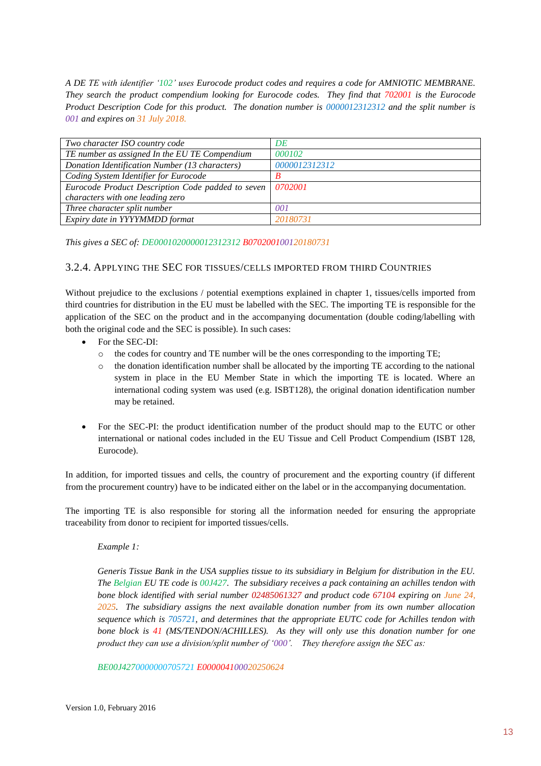*A DE TE with identifier '102' uses Eurocode product codes and requires a code for AMNIOTIC MEMBRANE. They search the product compendium looking for Eurocode codes. They find that 702001 is the Eurocode Product Description Code for this product. The donation number is 0000012312312 and the split number is 001 and expires on 31 July 2018.*

| *Two character ISO country code* | *DE* |
|---|---|
| *TE number as assigned In the EU TE Compendium* | *000102* |
| *Donation Identification Number (13 characters)* | *0000012312312* |
| *Coding System Identifier for Eurocode* | *B* |
| *Eurocode Product Description Code padded to seven characters with one leading zero* | *0702001* |
| *Three character split number* | *001* |
| *Expiry date in YYYYMMDD format* | *20180731* |

*This gives a SEC of: DE0001020000012312312 B070200100120180731*

### 3.2.4. Applying the SEC for tissues/cells imported from third Countries

Without prejudice to the exclusions / potential exemptions explained in chapter 1, tissues/cells imported from third countries for distribution in the EU must be labelled with the SEC. The importing TE is responsible for the application of the SEC on the product and in the accompanying documentation (double coding/labelling with both the original code and the SEC is possible). In such cases:

- For the SEC-DI:
  - the codes for country and TE number will be the ones corresponding to the importing TE;
  - the donation identification number shall be allocated by the importing TE according to the national system in place in the EU Member State in which the importing TE is located. Where an international coding system was used (e.g. ISBT128), the original donation identification number may be retained.

- For the SEC-PI: the product identification number of the product should map to the EUTC or other international or national codes included in the EU Tissue and Cell Product Compendium (ISBT 128, Eurocode).

In addition, for imported tissues and cells, the country of procurement and the exporting country (if different from the procurement country) have to be indicated either on the label or in the accompanying documentation.

The importing TE is also responsible for storing all the information needed for ensuring the appropriate traceability from donor to recipient for imported tissues/cells.

*Example 1:*

*Generis Tissue Bank in the USA supplies tissue to its subsidiary in Belgium for distribution in the EU. The Belgian EU TE code is 00J427. The subsidiary receives a pack containing an achilles tendon with bone block identified with serial number 02485061327 and product code 67104 expiring on June 24, 2025. The subsidiary assigns the next available donation number from its own number allocation sequence which is 705721, and determines that the appropriate EUTC code for Achilles tendon with bone block is 41 (MS/TENDON/ACHILLES). As they will only use this donation number for one product they can use a division/split number of '000'. They therefore assign the SEC as:*

*BE00J4270000000705721 E0000041000 20250624*

Version 1.0, February 2016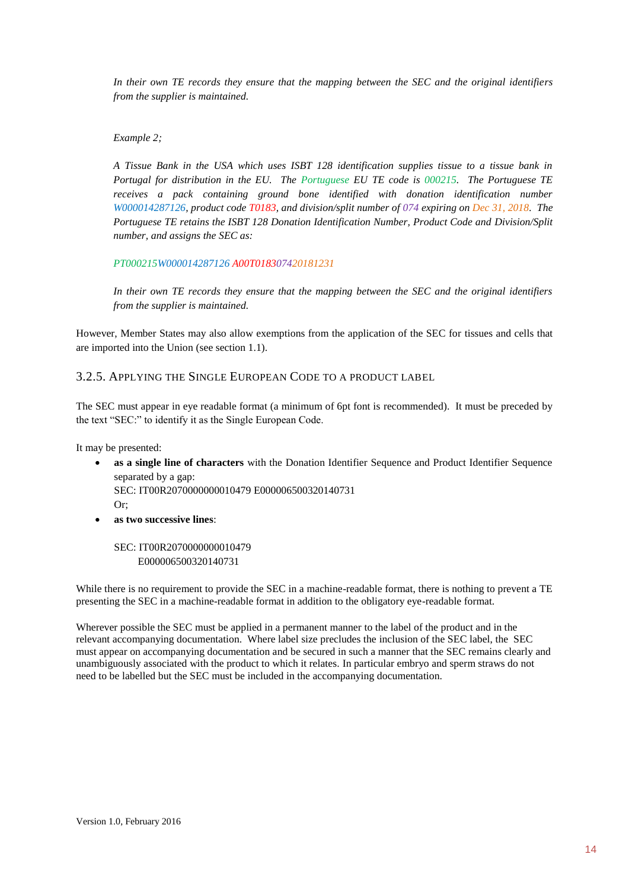*In their own TE records they ensure that the mapping between the SEC and the original identifiers from the supplier is maintained.*

*Example 2;*

*A Tissue Bank in the USA which uses ISBT 128 identification supplies tissue to a tissue bank in Portugal for distribution in the EU. The Portuguese EU TE code is 000215. The Portuguese TE receives a pack containing ground bone identified with donation identification number W000014287126, product code T0183, and division/split number of 074 expiring on Dec 31, 2018. The Portuguese TE retains the ISBT 128 Donation Identification Number, Product Code and Division/Split number, and assigns the SEC as:*

*PT000215W000014287126 A00T018307420181231*

*In their own TE records they ensure that the mapping between the SEC and the original identifiers from the supplier is maintained.*

However, Member States may also allow exemptions from the application of the SEC for tissues and cells that are imported into the Union (see section 1.1).

### 3.2.5. Applying the Single European Code to a product label

The SEC must appear in eye readable format (a minimum of 6pt font is recommended). It must be preceded by the text "SEC:" to identify it as the Single European Code.

It may be presented:

- **as a single line of characters** with the Donation Identifier Sequence and Product Identifier Sequence separated by a gap:
  SEC: IT00R2070000000010479 E000006500320140731
  Or;
- **as two successive lines**:

  SEC: IT00R2070000000010479
  E000006500320140731

While there is no requirement to provide the SEC in a machine-readable format, there is nothing to prevent a TE presenting the SEC in a machine-readable format in addition to the obligatory eye-readable format.

Wherever possible the SEC must be applied in a permanent manner to the label of the product and in the relevant accompanying documentation. Where label size precludes the inclusion of the SEC label, the SEC must appear on accompanying documentation and be secured in such a manner that the SEC remains clearly and unambiguously associated with the product to which it relates. In particular embryo and sperm straws do not need to be labelled but the SEC must be included in the accompanying documentation.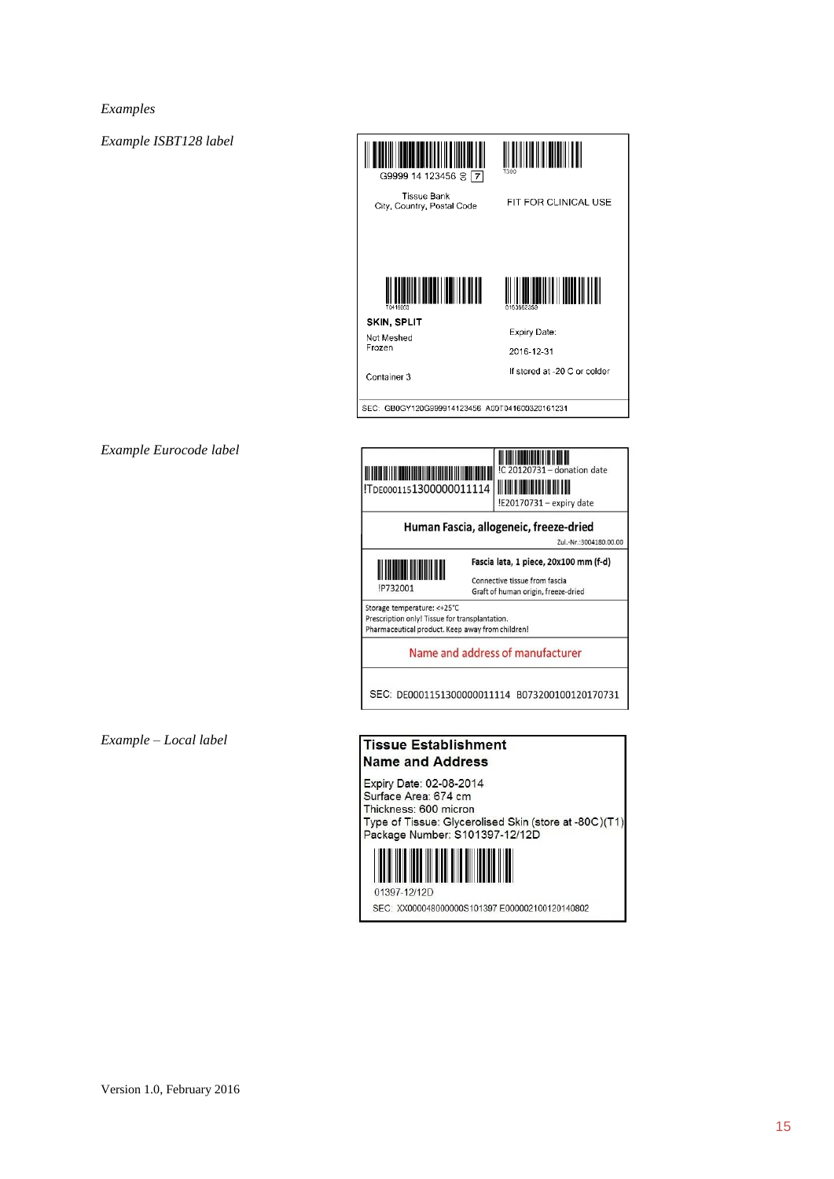*Examples*

*Example ISBT128 label*

G9999 14 123456 ⊗ 7

T300

Tissue Bank
City, Country, Postal Code

FIT FOR CLINICAL USE

T0416003

0163662359

**SKIN, SPLIT**

Not Meshed
Frozen

Container 3

Expiry Date:

2016-12-31

If stored at -20 C or colder

SEC: GB0GY120G999914123456 A00T0416003201612 31

*Example Eurocode label*

!TDE000115130000001114

!C 20120731 – donation date

!E20170731 – expiry date

**Human Fascia, allogeneic, freeze-dried**

Zul.-Nr.:3004180.00.00

!P732001

**Fascia lata, 1 piece, 20x100 mm (f-d)**

Connective tissue from fascia
Graft of human origin, freeze-dried

Storage temperature: <+25°C
Prescription only! Tissue for transplantation.
Pharmaceutical product. Keep away from children!

Name and address of manufacturer

SEC: DE000115130000001114 B0732001001201 70731

*Example – Local label*

**Tissue Establishment**
**Name and Address**

Expiry Date: 02-08-2014
Surface Area: 674 cm
Thickness: 600 micron
Type of Tissue: Glycerolised Skin (store at -80C)(T1)
Package Number: S101397-12/12D

01397-12/12D

SEC: XX000048000000S101397 E000002100120140802

Version 1.0, February 2016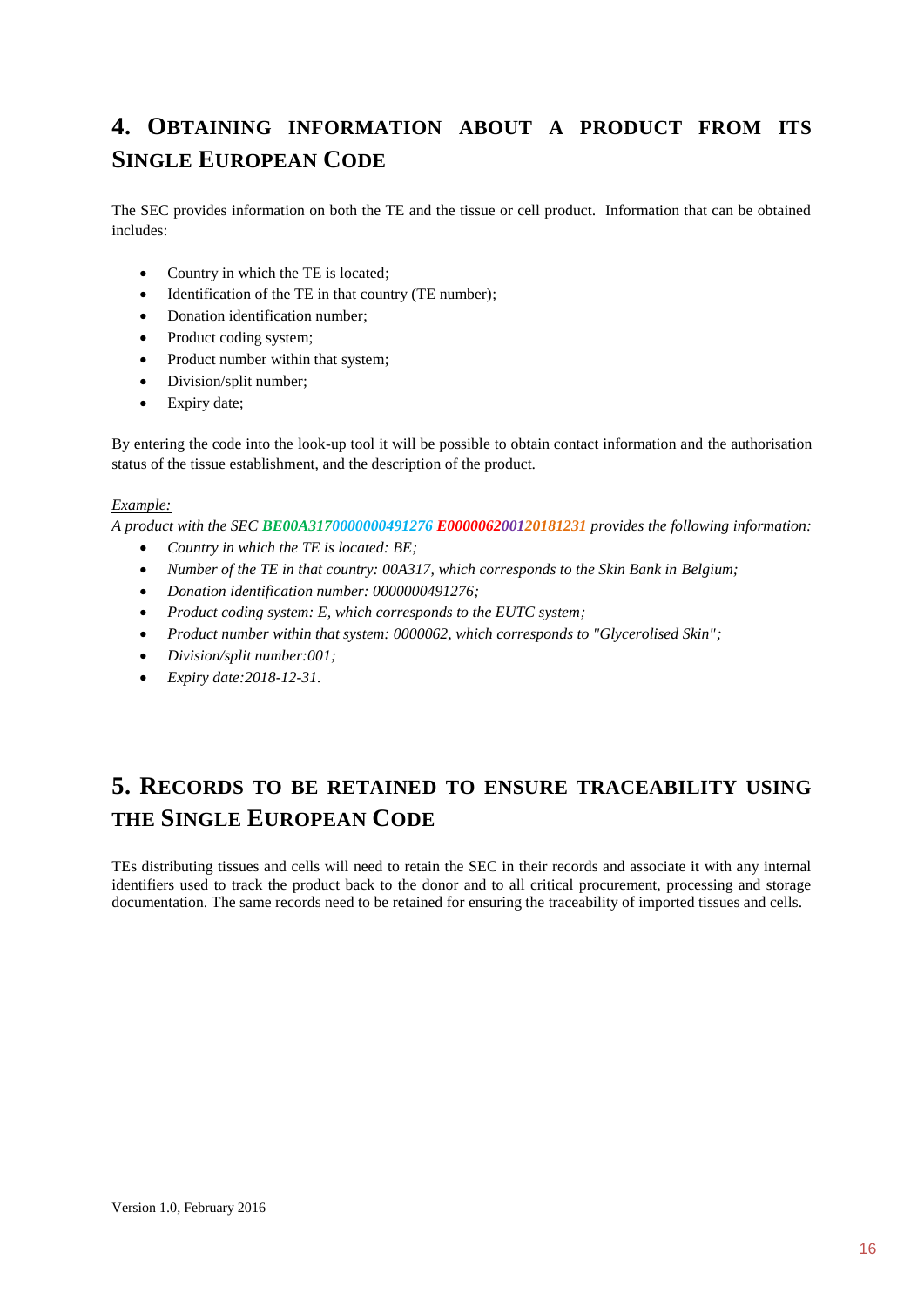## 4. Obtaining information about a product from its Single European Code

The SEC provides information on both the TE and the tissue or cell product. Information that can be obtained includes:

- Country in which the TE is located;
- Identification of the TE in that country (TE number);
- Donation identification number;
- Product coding system;
- Product number within that system;
- Division/split number;
- Expiry date;

By entering the code into the look-up tool it will be possible to obtain contact information and the authorisation status of the tissue establishment, and the description of the product.

*Example:*

*A product with the SEC **BE00A317** **0000000491276** **E0000062** **001** **20181231** provides the following information:*

- *Country in which the TE is located: BE;*
- *Number of the TE in that country: 00A317, which corresponds to the Skin Bank in Belgium;*
- *Donation identification number: 0000000491276;*
- *Product coding system: E, which corresponds to the EUTC system;*
- *Product number within that system: 0000062, which corresponds to "Glycerolised Skin";*
- *Division/split number:001;*
- *Expiry date:2018-12-31.*

## 5. Records to be retained to ensure traceability using the Single European Code

TEs distributing tissues and cells will need to retain the SEC in their records and associate it with any internal identifiers used to track the product back to the donor and to all critical procurement, processing and storage documentation. The same records need to be retained for ensuring the traceability of imported tissues and cells.

Version 1.0, February 2016